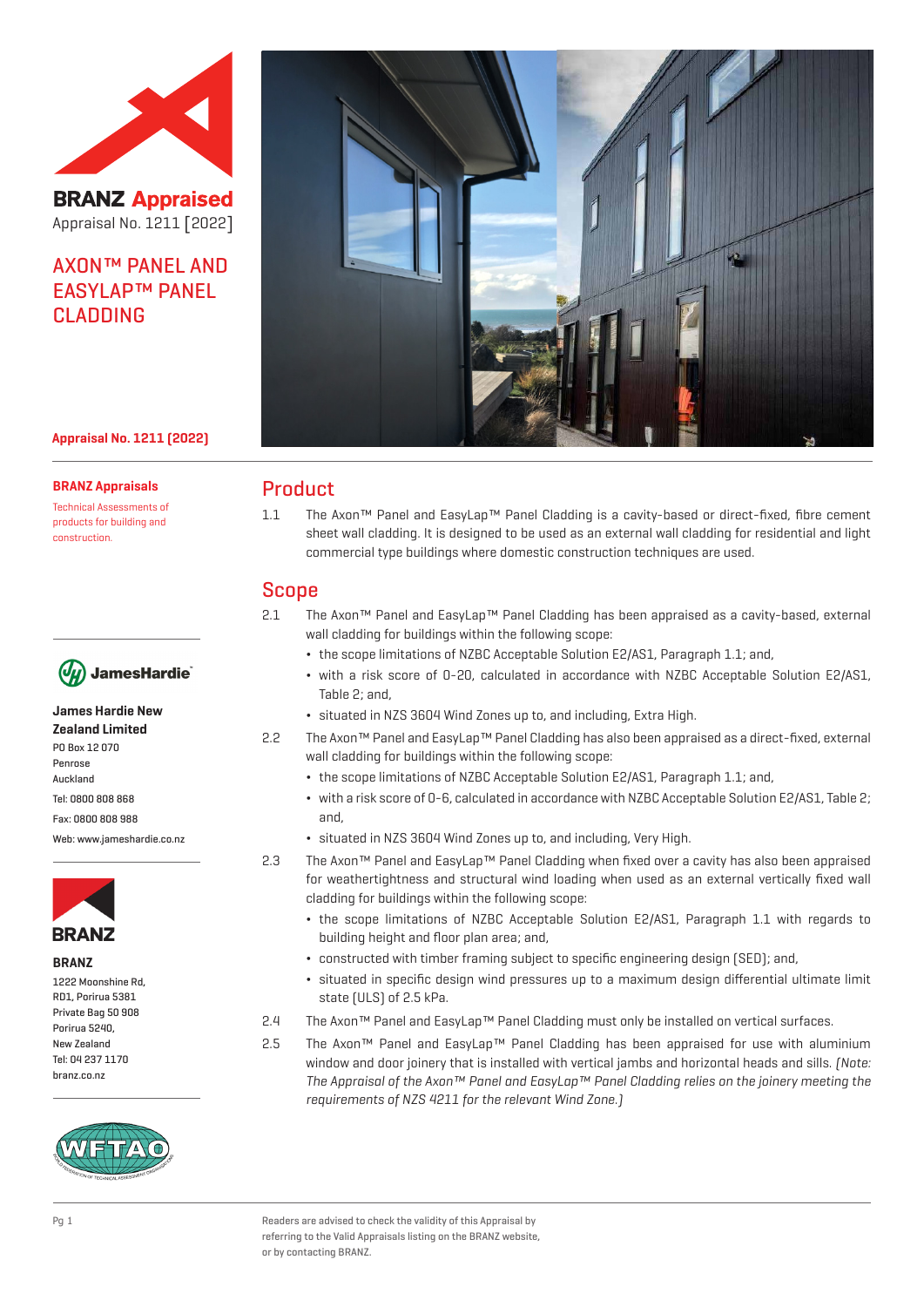**BRANZ Appraised**
Appraisal No. 1211 [2022]

# AXON™ PANEL AND EASYLAP™ PANEL CLADDING

**Appraisal No. 1211 (2022)**

**BRANZ Appraisals**

Technical Assessments of products for building and construction.

**James Hardie New Zealand Limited**
PO Box 12 070
Penrose
Auckland
Tel: 0800 808 868
Fax: 0800 808 988
Web: www.jameshardie.co.nz

**BRANZ**
1222 Moonshine Rd,
RD1, Porirua 5381
Private Bag 50 908
Porirua 5240,
New Zealand
Tel: 04 237 1170
branz.co.nz

## Product

1.1 The Axon™ Panel and EasyLap™ Panel Cladding is a cavity-based or direct-fixed, fibre cement sheet wall cladding. It is designed to be used as an external wall cladding for residential and light commercial type buildings where domestic construction techniques are used.

## Scope

2.1 The Axon™ Panel and EasyLap™ Panel Cladding has been appraised as a cavity-based, external wall cladding for buildings within the following scope:

- the scope limitations of NZBC Acceptable Solution E2/AS1, Paragraph 1.1; and,
- with a risk score of 0-20, calculated in accordance with NZBC Acceptable Solution E2/AS1, Table 2; and,
- situated in NZS 3604 Wind Zones up to, and including, Extra High.

2.2 The Axon™ Panel and EasyLap™ Panel Cladding has also been appraised as a direct-fixed, external wall cladding for buildings within the following scope:

- the scope limitations of NZBC Acceptable Solution E2/AS1, Paragraph 1.1; and,
- with a risk score of 0-6, calculated in accordance with NZBC Acceptable Solution E2/AS1, Table 2; and,
- situated in NZS 3604 Wind Zones up to, and including, Very High.

2.3 The Axon™ Panel and EasyLap™ Panel Cladding when fixed over a cavity has also been appraised for weathertightness and structural wind loading when used as an external vertically fixed wall cladding for buildings within the following scope:

- the scope limitations of NZBC Acceptable Solution E2/AS1, Paragraph 1.1 with regards to building height and floor plan area; and,
- constructed with timber framing subject to specific engineering design (SED); and,
- situated in specific design wind pressures up to a maximum design differential ultimate limit state (ULS) of 2.5 kPa.

2.4 The Axon™ Panel and EasyLap™ Panel Cladding must only be installed on vertical surfaces.

2.5 The Axon™ Panel and EasyLap™ Panel Cladding has been appraised for use with aluminium window and door joinery that is installed with vertical jambs and horizontal heads and sills. *(Note: The Appraisal of the Axon™ Panel and EasyLap™ Panel Cladding relies on the joinery meeting the requirements of NZS 4211 for the relevant Wind Zone.)*

Readers are advised to check the validity of this Appraisal by referring to the Valid Appraisals listing on the BRANZ website, or by contacting BRANZ.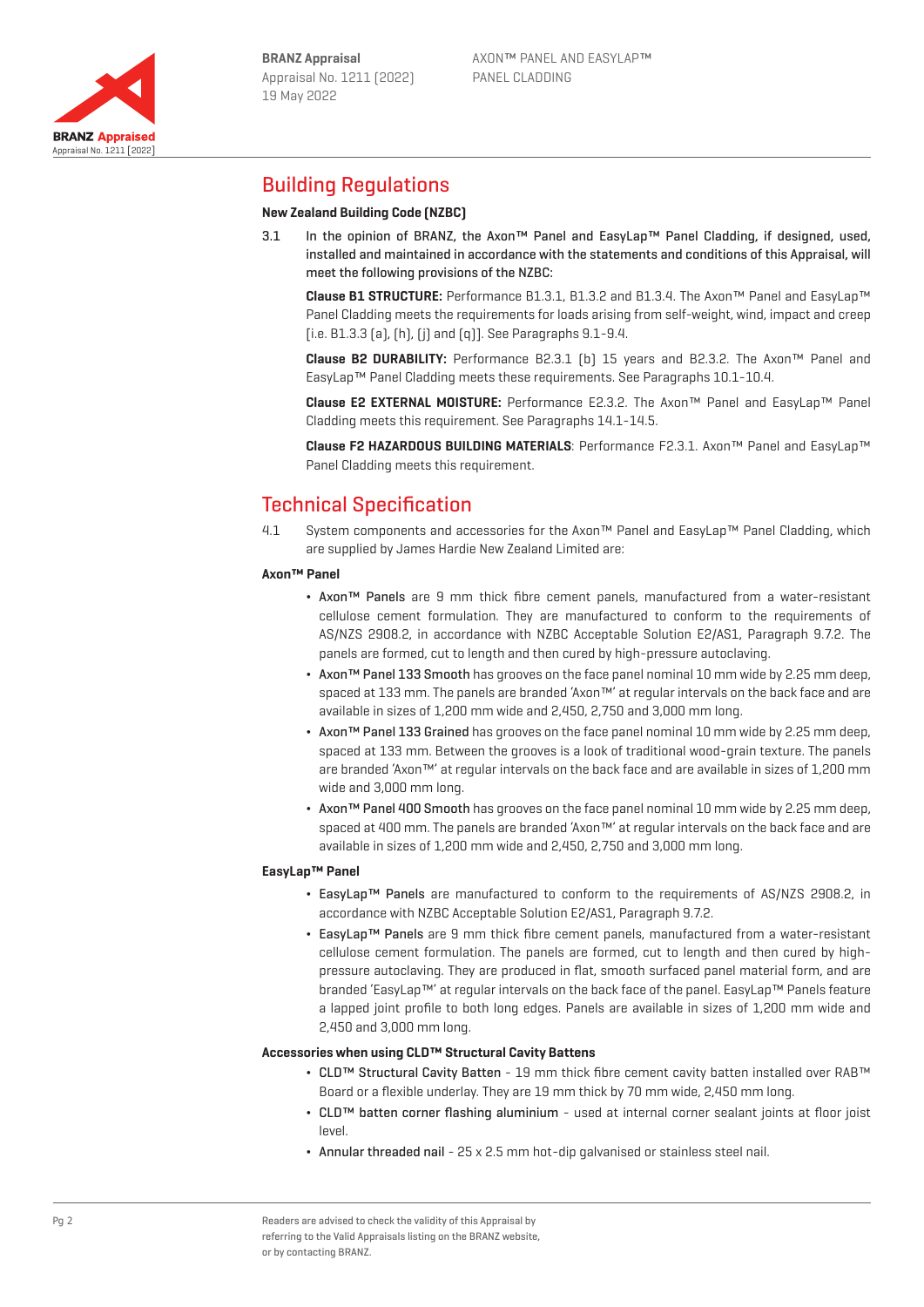## Building Regulations

**New Zealand Building Code (NZBC)**

3.1 In the opinion of BRANZ, the Axon™ Panel and EasyLap™ Panel Cladding, if designed, used, installed and maintained in accordance with the statements and conditions of this Appraisal, will meet the following provisions of the NZBC:

**Clause B1 STRUCTURE:** Performance B1.3.1, B1.3.2 and B1.3.4. The Axon™ Panel and EasyLap™ Panel Cladding meets the requirements for loads arising from self-weight, wind, impact and creep [i.e. B1.3.3 (a), (h), (j) and (q)]. See Paragraphs 9.1-9.4.

**Clause B2 DURABILITY:** Performance B2.3.1 (b) 15 years and B2.3.2. The Axon™ Panel and EasyLap™ Panel Cladding meets these requirements. See Paragraphs 10.1-10.4.

**Clause E2 EXTERNAL MOISTURE:** Performance E2.3.2. The Axon™ Panel and EasyLap™ Panel Cladding meets this requirement. See Paragraphs 14.1-14.5.

**Clause F2 HAZARDOUS BUILDING MATERIALS**: Performance F2.3.1. Axon™ Panel and EasyLap™ Panel Cladding meets this requirement.

## Technical Specification

4.1 System components and accessories for the Axon™ Panel and EasyLap™ Panel Cladding, which are supplied by James Hardie New Zealand Limited are:

**Axon™ Panel**

- Axon™ Panels are 9 mm thick fibre cement panels, manufactured from a water-resistant cellulose cement formulation. They are manufactured to conform to the requirements of AS/NZS 2908.2, in accordance with NZBC Acceptable Solution E2/AS1, Paragraph 9.7.2. The panels are formed, cut to length and then cured by high-pressure autoclaving.
- Axon™ Panel 133 Smooth has grooves on the face panel nominal 10 mm wide by 2.25 mm deep, spaced at 133 mm. The panels are branded 'Axon™' at regular intervals on the back face and are available in sizes of 1,200 mm wide and 2,450, 2,750 and 3,000 mm long.
- Axon™ Panel 133 Grained has grooves on the face panel nominal 10 mm wide by 2.25 mm deep, spaced at 133 mm. Between the grooves is a look of traditional wood-grain texture. The panels are branded 'Axon™' at regular intervals on the back face and are available in sizes of 1,200 mm wide and 3,000 mm long.
- Axon™ Panel 400 Smooth has grooves on the face panel nominal 10 mm wide by 2.25 mm deep, spaced at 400 mm. The panels are branded 'Axon™' at regular intervals on the back face and are available in sizes of 1,200 mm wide and 2,450, 2,750 and 3,000 mm long.

**EasyLap™ Panel**

- EasyLap™ Panels are manufactured to conform to the requirements of AS/NZS 2908.2, in accordance with NZBC Acceptable Solution E2/AS1, Paragraph 9.7.2.
- EasyLap™ Panels are 9 mm thick fibre cement panels, manufactured from a water-resistant cellulose cement formulation. The panels are formed, cut to length and then cured by high-pressure autoclaving. They are produced in flat, smooth surfaced panel material form, and are branded 'EasyLap™' at regular intervals on the back face of the panel. EasyLap™ Panels feature a lapped joint profile to both long edges. Panels are available in sizes of 1,200 mm wide and 2,450 and 3,000 mm long.

**Accessories when using CLD™ Structural Cavity Battens**

- CLD™ Structural Cavity Batten - 19 mm thick fibre cement cavity batten installed over RAB™ Board or a flexible underlay. They are 19 mm thick by 70 mm wide, 2,450 mm long.
- CLD™ batten corner flashing aluminium - used at internal corner sealant joints at floor joist level.
- Annular threaded nail - 25 x 2.5 mm hot-dip galvanised or stainless steel nail.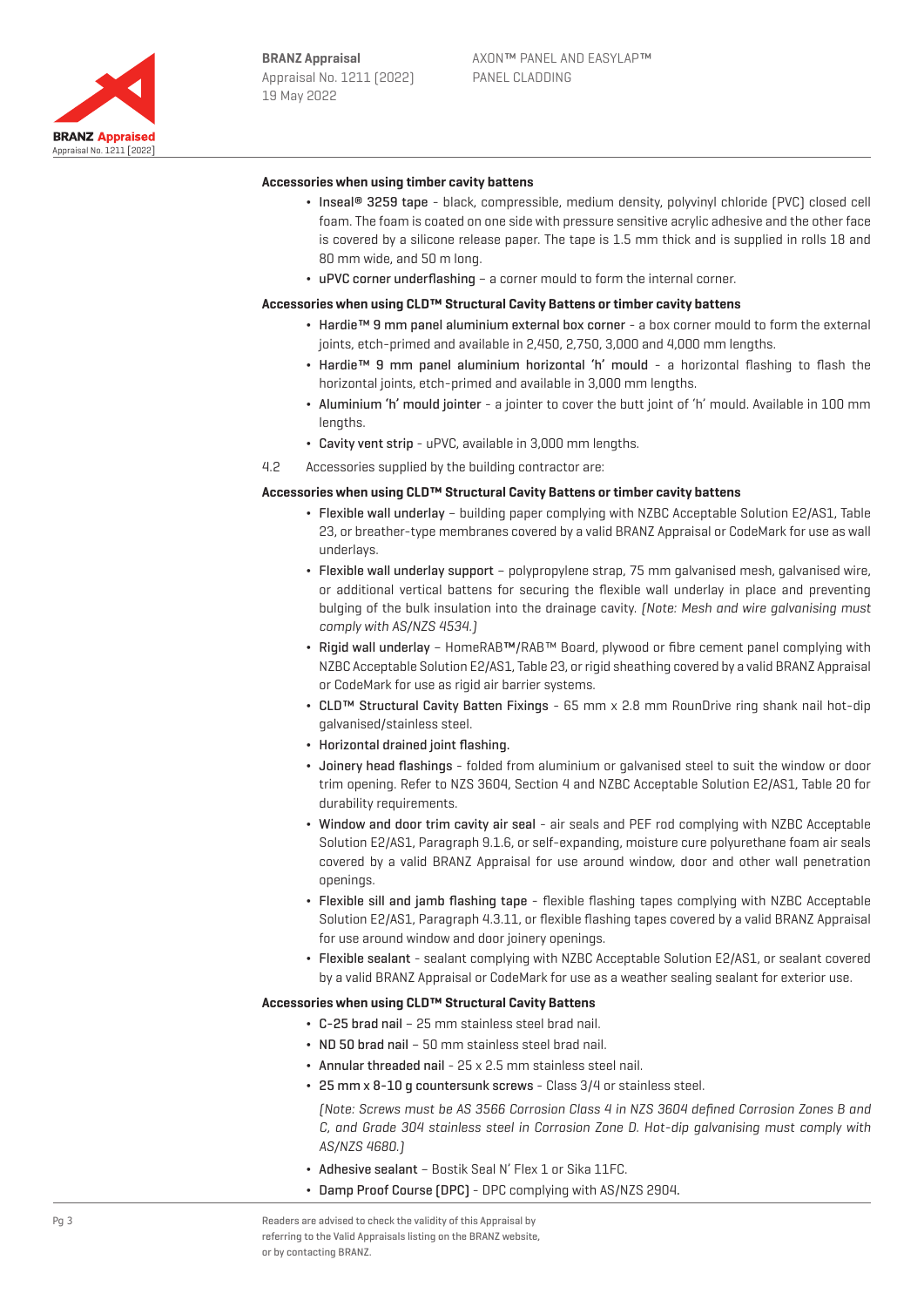**Accessories when using timber cavity battens**

- **Inseal® 3259 tape** - black, compressible, medium density, polyvinyl chloride (PVC) closed cell foam. The foam is coated on one side with pressure sensitive acrylic adhesive and the other face is covered by a silicone release paper. The tape is 1.5 mm thick and is supplied in rolls 18 and 80 mm wide, and 50 m long.
- **uPVC corner underflashing** – a corner mould to form the internal corner.

**Accessories when using CLD™ Structural Cavity Battens or timber cavity battens**

- **Hardie™ 9 mm panel aluminium external box corner** - a box corner mould to form the external joints, etch-primed and available in 2,450, 2,750, 3,000 and 4,000 mm lengths.
- **Hardie™ 9 mm panel aluminium horizontal 'h' mould** - a horizontal flashing to flash the horizontal joints, etch-primed and available in 3,000 mm lengths.
- **Aluminium 'h' mould jointer** - a jointer to cover the butt joint of 'h' mould. Available in 100 mm lengths.
- **Cavity vent strip** - uPVC, available in 3,000 mm lengths.

4.2 Accessories supplied by the building contractor are:

**Accessories when using CLD™ Structural Cavity Battens or timber cavity battens**

- **Flexible wall underlay** – building paper complying with NZBC Acceptable Solution E2/AS1, Table 23, or breather-type membranes covered by a valid BRANZ Appraisal or CodeMark for use as wall underlays.
- **Flexible wall underlay support** – polypropylene strap, 75 mm galvanised mesh, galvanised wire, or additional vertical battens for securing the flexible wall underlay in place and preventing bulging of the bulk insulation into the drainage cavity. *(Note: Mesh and wire galvanising must comply with AS/NZS 4534.)*
- **Rigid wall underlay** – HomeRAB™/RAB™ Board, plywood or fibre cement panel complying with NZBC Acceptable Solution E2/AS1, Table 23, or rigid sheathing covered by a valid BRANZ Appraisal or CodeMark for use as rigid air barrier systems.
- **CLD™ Structural Cavity Batten Fixings** - 65 mm x 2.8 mm RounDrive ring shank nail hot-dip galvanised/stainless steel.
- **Horizontal drained joint flashing.**
- **Joinery head flashings** - folded from aluminium or galvanised steel to suit the window or door trim opening. Refer to NZS 3604, Section 4 and NZBC Acceptable Solution E2/AS1, Table 20 for durability requirements.
- **Window and door trim cavity air seal** - air seals and PEF rod complying with NZBC Acceptable Solution E2/AS1, Paragraph 9.1.6, or self-expanding, moisture cure polyurethane foam air seals covered by a valid BRANZ Appraisal for use around window, door and other wall penetration openings.
- **Flexible sill and jamb flashing tape** - flexible flashing tapes complying with NZBC Acceptable Solution E2/AS1, Paragraph 4.3.11, or flexible flashing tapes covered by a valid BRANZ Appraisal for use around window and door joinery openings.
- **Flexible sealant** - sealant complying with NZBC Acceptable Solution E2/AS1, or sealant covered by a valid BRANZ Appraisal or CodeMark for use as a weather sealing sealant for exterior use.

**Accessories when using CLD™ Structural Cavity Battens**

- **C-25 brad nail** – 25 mm stainless steel brad nail.
- **ND 50 brad nail** – 50 mm stainless steel brad nail.
- **Annular threaded nail** - 25 x 2.5 mm stainless steel nail.
- **25 mm x 8-10 g countersunk screws** - Class 3/4 or stainless steel.

  *(Note: Screws must be AS 3566 Corrosion Class 4 in NZS 3604 defined Corrosion Zones B and C, and Grade 304 stainless steel in Corrosion Zone D. Hot-dip galvanising must comply with AS/NZS 4680.)*
- **Adhesive sealant** – Bostik Seal N' Flex 1 or Sika 11FC.
- **Damp Proof Course (DPC)** - DPC complying with AS/NZS 2904.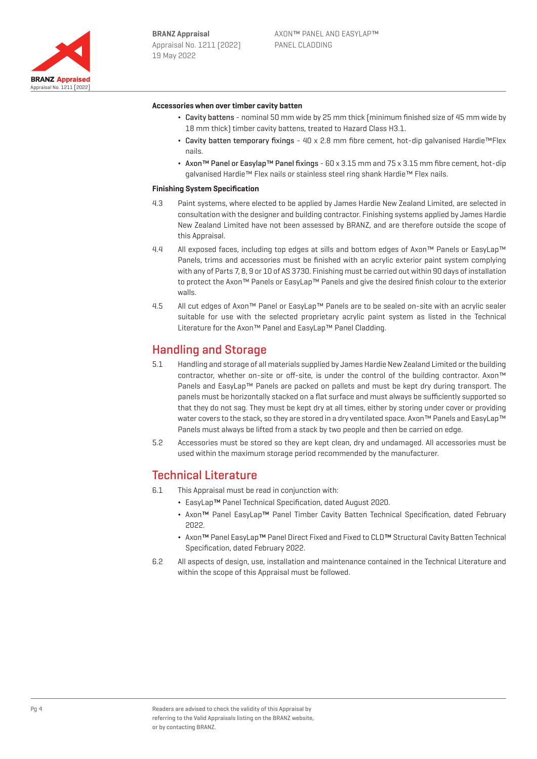**Accessories when over timber cavity batten**

- Cavity battens - nominal 50 mm wide by 25 mm thick (minimum finished size of 45 mm wide by 18 mm thick) timber cavity battens, treated to Hazard Class H3.1.
- Cavity batten temporary fixings - 40 x 2.8 mm fibre cement, hot-dip galvanised Hardie™Flex nails.
- Axon™ Panel or Easylap™ Panel fixings - 60 x 3.15 mm and 75 x 3.15 mm fibre cement, hot-dip galvanised Hardie™ Flex nails or stainless steel ring shank Hardie™ Flex nails.

**Finishing System Specification**

4.3 Paint systems, where elected to be applied by James Hardie New Zealand Limited, are selected in consultation with the designer and building contractor. Finishing systems applied by James Hardie New Zealand Limited have not been assessed by BRANZ, and are therefore outside the scope of this Appraisal.

4.4 All exposed faces, including top edges at sills and bottom edges of Axon™ Panels or EasyLap™ Panels, trims and accessories must be finished with an acrylic exterior paint system complying with any of Parts 7, 8, 9 or 10 of AS 3730. Finishing must be carried out within 90 days of installation to protect the Axon™ Panels or EasyLap™ Panels and give the desired finish colour to the exterior walls.

4.5 All cut edges of Axon™ Panel or EasyLap™ Panels are to be sealed on-site with an acrylic sealer suitable for use with the selected proprietary acrylic paint system as listed in the Technical Literature for the Axon™ Panel and EasyLap™ Panel Cladding.

## Handling and Storage

5.1 Handling and storage of all materials supplied by James Hardie New Zealand Limited or the building contractor, whether on-site or off-site, is under the control of the building contractor. Axon™ Panels and EasyLap™ Panels are packed on pallets and must be kept dry during transport. The panels must be horizontally stacked on a flat surface and must always be sufficiently supported so that they do not sag. They must be kept dry at all times, either by storing under cover or providing water covers to the stack, so they are stored in a dry ventilated space. Axon™ Panels and EasyLap™ Panels must always be lifted from a stack by two people and then be carried on edge.

5.2 Accessories must be stored so they are kept clean, dry and undamaged. All accessories must be used within the maximum storage period recommended by the manufacturer.

## Technical Literature

6.1 This Appraisal must be read in conjunction with:

- EasyLap™ Panel Technical Specification, dated August 2020.
- Axon™ Panel EasyLap™ Panel Timber Cavity Batten Technical Specification, dated February 2022.
- Axon™ Panel EasyLap™ Panel Direct Fixed and Fixed to CLD™ Structural Cavity Batten Technical Specification, dated February 2022.

6.2 All aspects of design, use, installation and maintenance contained in the Technical Literature and within the scope of this Appraisal must be followed.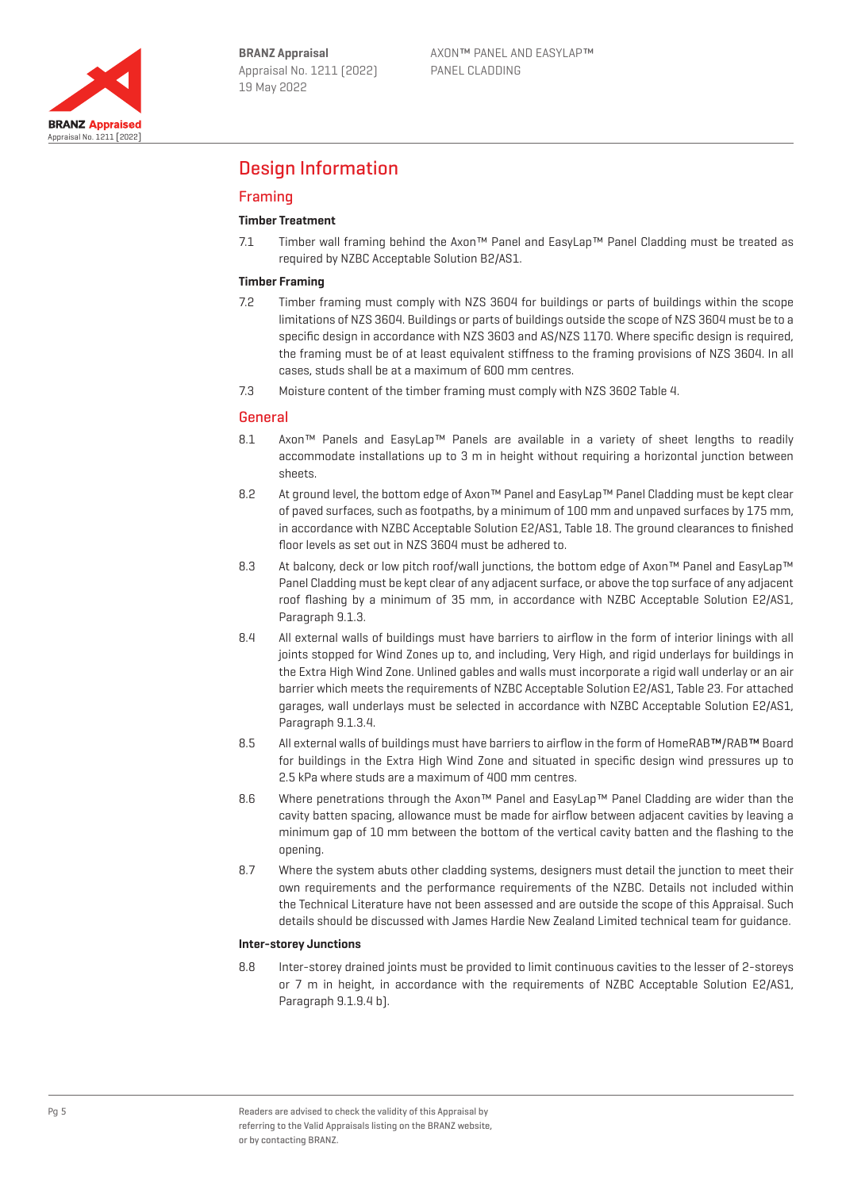# Design Information

## Framing

### Timber Treatment

7.1 Timber wall framing behind the Axon™ Panel and EasyLap™ Panel Cladding must be treated as required by NZBC Acceptable Solution B2/AS1.

### Timber Framing

7.2 Timber framing must comply with NZS 3604 for buildings or parts of buildings within the scope limitations of NZS 3604. Buildings or parts of buildings outside the scope of NZS 3604 must be to a specific design in accordance with NZS 3603 and AS/NZS 1170. Where specific design is required, the framing must be of at least equivalent stiffness to the framing provisions of NZS 3604. In all cases, studs shall be at a maximum of 600 mm centres.

7.3 Moisture content of the timber framing must comply with NZS 3602 Table 4.

## General

8.1 Axon™ Panels and EasyLap™ Panels are available in a variety of sheet lengths to readily accommodate installations up to 3 m in height without requiring a horizontal junction between sheets.

8.2 At ground level, the bottom edge of Axon™ Panel and EasyLap™ Panel Cladding must be kept clear of paved surfaces, such as footpaths, by a minimum of 100 mm and unpaved surfaces by 175 mm, in accordance with NZBC Acceptable Solution E2/AS1, Table 18. The ground clearances to finished floor levels as set out in NZS 3604 must be adhered to.

8.3 At balcony, deck or low pitch roof/wall junctions, the bottom edge of Axon™ Panel and EasyLap™ Panel Cladding must be kept clear of any adjacent surface, or above the top surface of any adjacent roof flashing by a minimum of 35 mm, in accordance with NZBC Acceptable Solution E2/AS1, Paragraph 9.1.3.

8.4 All external walls of buildings must have barriers to airflow in the form of interior linings with all joints stopped for Wind Zones up to, and including, Very High, and rigid underlays for buildings in the Extra High Wind Zone. Unlined gables and walls must incorporate a rigid wall underlay or an air barrier which meets the requirements of NZBC Acceptable Solution E2/AS1, Table 23. For attached garages, wall underlays must be selected in accordance with NZBC Acceptable Solution E2/AS1, Paragraph 9.1.3.4.

8.5 All external walls of buildings must have barriers to airflow in the form of HomeRAB™/RAB™ Board for buildings in the Extra High Wind Zone and situated in specific design wind pressures up to 2.5 kPa where studs are a maximum of 400 mm centres.

8.6 Where penetrations through the Axon™ Panel and EasyLap™ Panel Cladding are wider than the cavity batten spacing, allowance must be made for airflow between adjacent cavities by leaving a minimum gap of 10 mm between the bottom of the vertical cavity batten and the flashing to the opening.

8.7 Where the system abuts other cladding systems, designers must detail the junction to meet their own requirements and the performance requirements of the NZBC. Details not included within the Technical Literature have not been assessed and are outside the scope of this Appraisal. Such details should be discussed with James Hardie New Zealand Limited technical team for guidance.

### Inter-storey Junctions

8.8 Inter-storey drained joints must be provided to limit continuous cavities to the lesser of 2-storeys or 7 m in height, in accordance with the requirements of NZBC Acceptable Solution E2/AS1, Paragraph 9.1.9.4 b).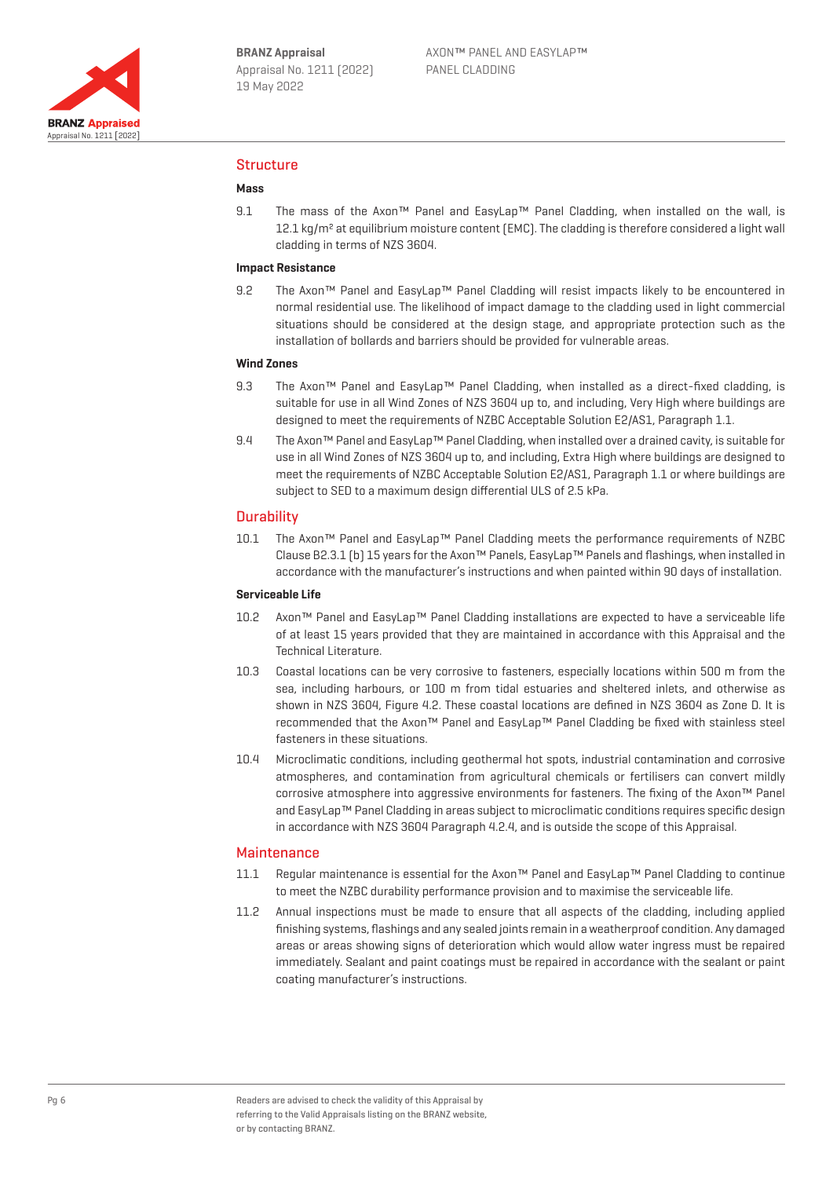## Structure

### Mass

9.1 The mass of the Axon™ Panel and EasyLap™ Panel Cladding, when installed on the wall, is 12.1 kg/m² at equilibrium moisture content (EMC). The cladding is therefore considered a light wall cladding in terms of NZS 3604.

### Impact Resistance

9.2 The Axon™ Panel and EasyLap™ Panel Cladding will resist impacts likely to be encountered in normal residential use. The likelihood of impact damage to the cladding used in light commercial situations should be considered at the design stage, and appropriate protection such as the installation of bollards and barriers should be provided for vulnerable areas.

### Wind Zones

9.3 The Axon™ Panel and EasyLap™ Panel Cladding, when installed as a direct-fixed cladding, is suitable for use in all Wind Zones of NZS 3604 up to, and including, Very High where buildings are designed to meet the requirements of NZBC Acceptable Solution E2/AS1, Paragraph 1.1.

9.4 The Axon™ Panel and EasyLap™ Panel Cladding, when installed over a drained cavity, is suitable for use in all Wind Zones of NZS 3604 up to, and including, Extra High where buildings are designed to meet the requirements of NZBC Acceptable Solution E2/AS1, Paragraph 1.1 or where buildings are subject to SED to a maximum design differential ULS of 2.5 kPa.

## Durability

10.1 The Axon™ Panel and EasyLap™ Panel Cladding meets the performance requirements of NZBC Clause B2.3.1 (b) 15 years for the Axon™ Panels, EasyLap™ Panels and flashings, when installed in accordance with the manufacturer's instructions and when painted within 90 days of installation.

### Serviceable Life

10.2 Axon™ Panel and EasyLap™ Panel Cladding installations are expected to have a serviceable life of at least 15 years provided that they are maintained in accordance with this Appraisal and the Technical Literature.

10.3 Coastal locations can be very corrosive to fasteners, especially locations within 500 m from the sea, including harbours, or 100 m from tidal estuaries and sheltered inlets, and otherwise as shown in NZS 3604, Figure 4.2. These coastal locations are defined in NZS 3604 as Zone D. It is recommended that the Axon™ Panel and EasyLap™ Panel Cladding be fixed with stainless steel fasteners in these situations.

10.4 Microclimatic conditions, including geothermal hot spots, industrial contamination and corrosive atmospheres, and contamination from agricultural chemicals or fertilisers can convert mildly corrosive atmosphere into aggressive environments for fasteners. The fixing of the Axon™ Panel and EasyLap™ Panel Cladding in areas subject to microclimatic conditions requires specific design in accordance with NZS 3604 Paragraph 4.2.4, and is outside the scope of this Appraisal.

## Maintenance

11.1 Regular maintenance is essential for the Axon™ Panel and EasyLap™ Panel Cladding to continue to meet the NZBC durability performance provision and to maximise the serviceable life.

11.2 Annual inspections must be made to ensure that all aspects of the cladding, including applied finishing systems, flashings and any sealed joints remain in a weatherproof condition. Any damaged areas or areas showing signs of deterioration which would allow water ingress must be repaired immediately. Sealant and paint coatings must be repaired in accordance with the sealant or paint coating manufacturer's instructions.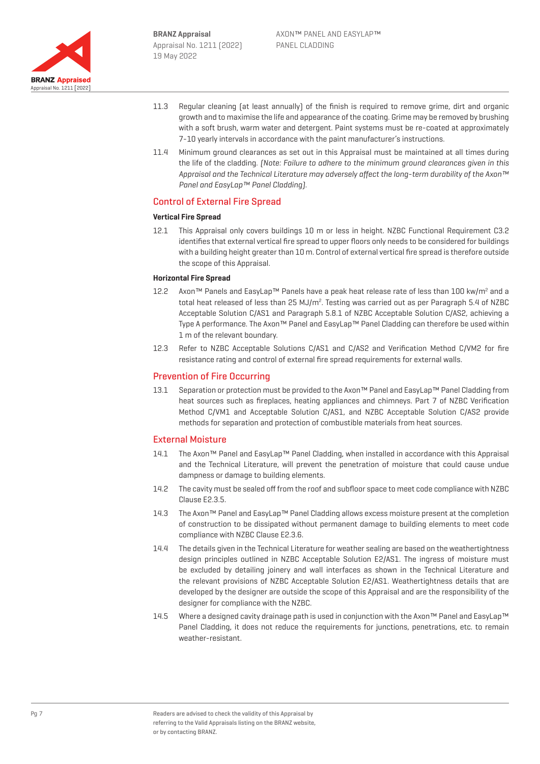11.3 Regular cleaning (at least annually) of the finish is required to remove grime, dirt and organic growth and to maximise the life and appearance of the coating. Grime may be removed by brushing with a soft brush, warm water and detergent. Paint systems must be re-coated at approximately 7-10 yearly intervals in accordance with the paint manufacturer's instructions.

11.4 Minimum ground clearances as set out in this Appraisal must be maintained at all times during the life of the cladding. *(Note: Failure to adhere to the minimum ground clearances given in this Appraisal and the Technical Literature may adversely affect the long-term durability of the Axon™ Panel and EasyLap™ Panel Cladding).*

## Control of External Fire Spread

**Vertical Fire Spread**

12.1 This Appraisal only covers buildings 10 m or less in height. NZBC Functional Requirement C3.2 identifies that external vertical fire spread to upper floors only needs to be considered for buildings with a building height greater than 10 m. Control of external vertical fire spread is therefore outside the scope of this Appraisal.

**Horizontal Fire Spread**

12.2 Axon™ Panels and EasyLap™ Panels have a peak heat release rate of less than 100 kw/m$^2$ and a total heat released of less than 25 MJ/m$^2$. Testing was carried out as per Paragraph 5.4 of NZBC Acceptable Solution C/AS1 and Paragraph 5.8.1 of NZBC Acceptable Solution C/AS2, achieving a Type A performance. The Axon™ Panel and EasyLap™ Panel Cladding can therefore be used within 1 m of the relevant boundary.

12.3 Refer to NZBC Acceptable Solutions C/AS1 and C/AS2 and Verification Method C/VM2 for fire resistance rating and control of external fire spread requirements for external walls.

## Prevention of Fire Occurring

13.1 Separation or protection must be provided to the Axon™ Panel and EasyLap™ Panel Cladding from heat sources such as fireplaces, heating appliances and chimneys. Part 7 of NZBC Verification Method C/VM1 and Acceptable Solution C/AS1, and NZBC Acceptable Solution C/AS2 provide methods for separation and protection of combustible materials from heat sources.

## External Moisture

14.1 The Axon™ Panel and EasyLap™ Panel Cladding, when installed in accordance with this Appraisal and the Technical Literature, will prevent the penetration of moisture that could cause undue dampness or damage to building elements.

14.2 The cavity must be sealed off from the roof and subfloor space to meet code compliance with NZBC Clause E2.3.5.

14.3 The Axon™ Panel and EasyLap™ Panel Cladding allows excess moisture present at the completion of construction to be dissipated without permanent damage to building elements to meet code compliance with NZBC Clause E2.3.6.

14.4 The details given in the Technical Literature for weather sealing are based on the weathertightness design principles outlined in NZBC Acceptable Solution E2/AS1. The ingress of moisture must be excluded by detailing joinery and wall interfaces as shown in the Technical Literature and the relevant provisions of NZBC Acceptable Solution E2/AS1. Weathertightness details that are developed by the designer are outside the scope of this Appraisal and are the responsibility of the designer for compliance with the NZBC.

14.5 Where a designed cavity drainage path is used in conjunction with the Axon™ Panel and EasyLap™ Panel Cladding, it does not reduce the requirements for junctions, penetrations, etc. to remain weather-resistant.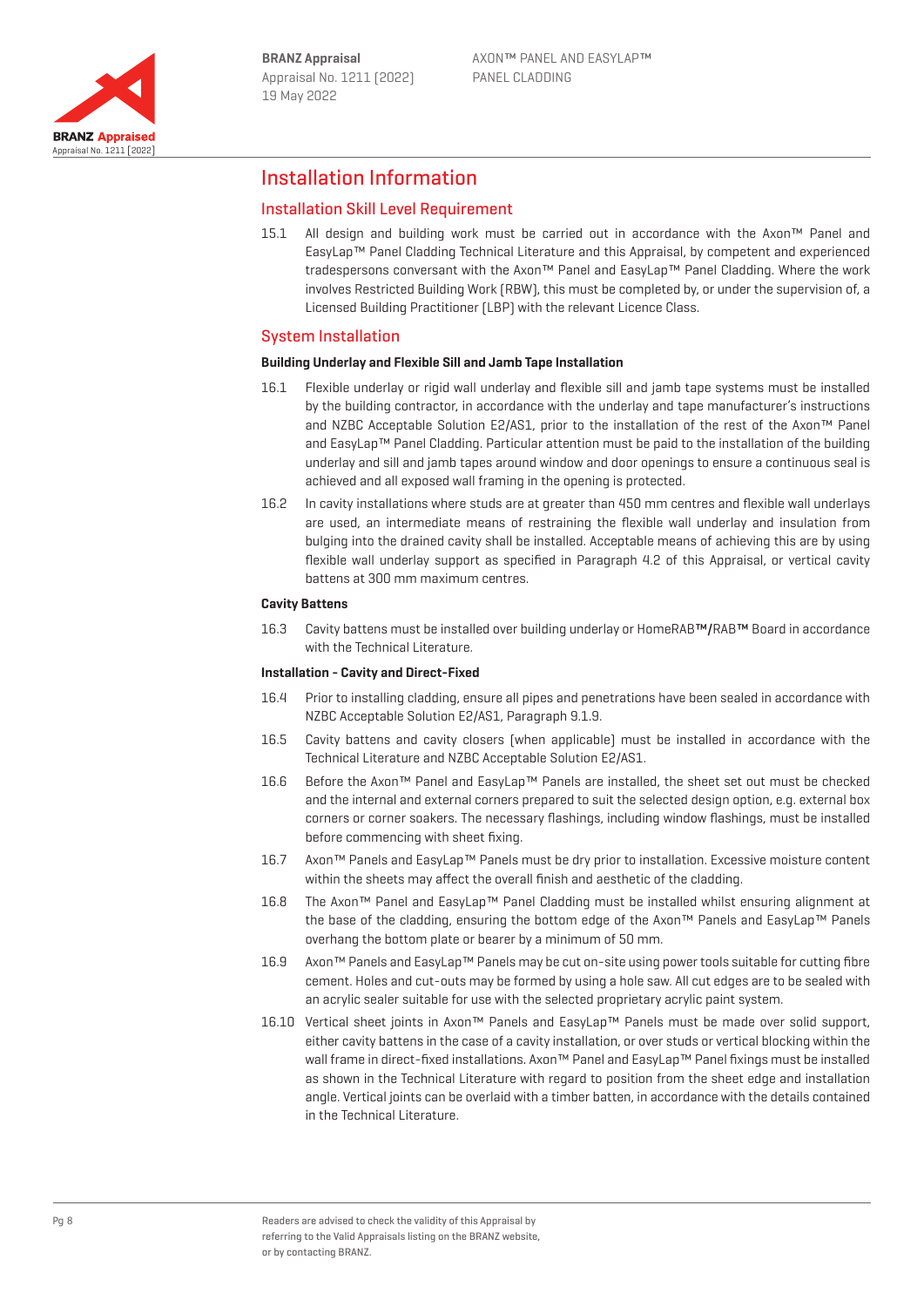# Installation Information

## Installation Skill Level Requirement

15.1 All design and building work must be carried out in accordance with the Axon™ Panel and EasyLap™ Panel Cladding Technical Literature and this Appraisal, by competent and experienced tradespersons conversant with the Axon™ Panel and EasyLap™ Panel Cladding. Where the work involves Restricted Building Work (RBW), this must be completed by, or under the supervision of, a Licensed Building Practitioner (LBP) with the relevant Licence Class.

## System Installation

**Building Underlay and Flexible Sill and Jamb Tape Installation**

16.1 Flexible underlay or rigid wall underlay and flexible sill and jamb tape systems must be installed by the building contractor, in accordance with the underlay and tape manufacturer's instructions and NZBC Acceptable Solution E2/AS1, prior to the installation of the rest of the Axon™ Panel and EasyLap™ Panel Cladding. Particular attention must be paid to the installation of the building underlay and sill and jamb tapes around window and door openings to ensure a continuous seal is achieved and all exposed wall framing in the opening is protected.

16.2 In cavity installations where studs are at greater than 450 mm centres and flexible wall underlays are used, an intermediate means of restraining the flexible wall underlay and insulation from bulging into the drained cavity shall be installed. Acceptable means of achieving this are by using flexible wall underlay support as specified in Paragraph 4.2 of this Appraisal, or vertical cavity battens at 300 mm maximum centres.

**Cavity Battens**

16.3 Cavity battens must be installed over building underlay or HomeRAB™/RAB™ Board in accordance with the Technical Literature.

**Installation - Cavity and Direct-Fixed**

16.4 Prior to installing cladding, ensure all pipes and penetrations have been sealed in accordance with NZBC Acceptable Solution E2/AS1, Paragraph 9.1.9.

16.5 Cavity battens and cavity closers (when applicable) must be installed in accordance with the Technical Literature and NZBC Acceptable Solution E2/AS1.

16.6 Before the Axon™ Panel and EasyLap™ Panels are installed, the sheet set out must be checked and the internal and external corners prepared to suit the selected design option, e.g. external box corners or corner soakers. The necessary flashings, including window flashings, must be installed before commencing with sheet fixing.

16.7 Axon™ Panels and EasyLap™ Panels must be dry prior to installation. Excessive moisture content within the sheets may affect the overall finish and aesthetic of the cladding.

16.8 The Axon™ Panel and EasyLap™ Panel Cladding must be installed whilst ensuring alignment at the base of the cladding, ensuring the bottom edge of the Axon™ Panels and EasyLap™ Panels overhang the bottom plate or bearer by a minimum of 50 mm.

16.9 Axon™ Panels and EasyLap™ Panels may be cut on-site using power tools suitable for cutting fibre cement. Holes and cut-outs may be formed by using a hole saw. All cut edges are to be sealed with an acrylic sealer suitable for use with the selected proprietary acrylic paint system.

16.10 Vertical sheet joints in Axon™ Panels and EasyLap™ Panels must be made over solid support, either cavity battens in the case of a cavity installation, or over studs or vertical blocking within the wall frame in direct-fixed installations. Axon™ Panel and EasyLap™ Panel fixings must be installed as shown in the Technical Literature with regard to position from the sheet edge and installation angle. Vertical joints can be overlaid with a timber batten, in accordance with the details contained in the Technical Literature.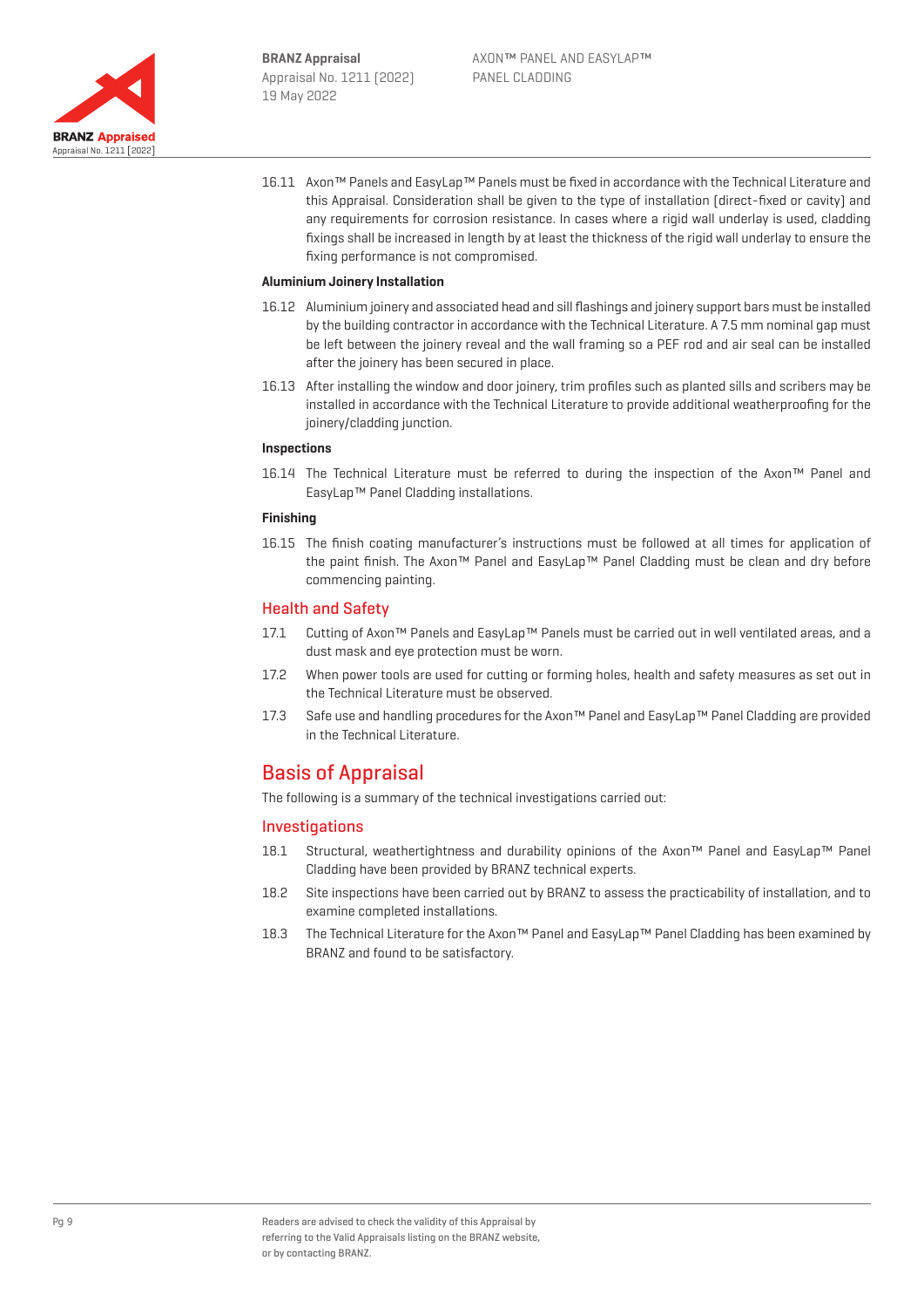16.11 Axon™ Panels and EasyLap™ Panels must be fixed in accordance with the Technical Literature and this Appraisal. Consideration shall be given to the type of installation (direct-fixed or cavity) and any requirements for corrosion resistance. In cases where a rigid wall underlay is used, cladding fixings shall be increased in length by at least the thickness of the rigid wall underlay to ensure the fixing performance is not compromised.

**Aluminium Joinery Installation**

16.12 Aluminium joinery and associated head and sill flashings and joinery support bars must be installed by the building contractor in accordance with the Technical Literature. A 7.5 mm nominal gap must be left between the joinery reveal and the wall framing so a PEF rod and air seal can be installed after the joinery has been secured in place.

16.13 After installing the window and door joinery, trim profiles such as planted sills and scribers may be installed in accordance with the Technical Literature to provide additional weatherproofing for the joinery/cladding junction.

**Inspections**

16.14 The Technical Literature must be referred to during the inspection of the Axon™ Panel and EasyLap™ Panel Cladding installations.

**Finishing**

16.15 The finish coating manufacturer's instructions must be followed at all times for application of the paint finish. The Axon™ Panel and EasyLap™ Panel Cladding must be clean and dry before commencing painting.

## Health and Safety

17.1 Cutting of Axon™ Panels and EasyLap™ Panels must be carried out in well ventilated areas, and a dust mask and eye protection must be worn.

17.2 When power tools are used for cutting or forming holes, health and safety measures as set out in the Technical Literature must be observed.

17.3 Safe use and handling procedures for the Axon™ Panel and EasyLap™ Panel Cladding are provided in the Technical Literature.

# Basis of Appraisal

The following is a summary of the technical investigations carried out:

## Investigations

18.1 Structural, weathertightness and durability opinions of the Axon™ Panel and EasyLap™ Panel Cladding have been provided by BRANZ technical experts.

18.2 Site inspections have been carried out by BRANZ to assess the practicability of installation, and to examine completed installations.

18.3 The Technical Literature for the Axon™ Panel and EasyLap™ Panel Cladding has been examined by BRANZ and found to be satisfactory.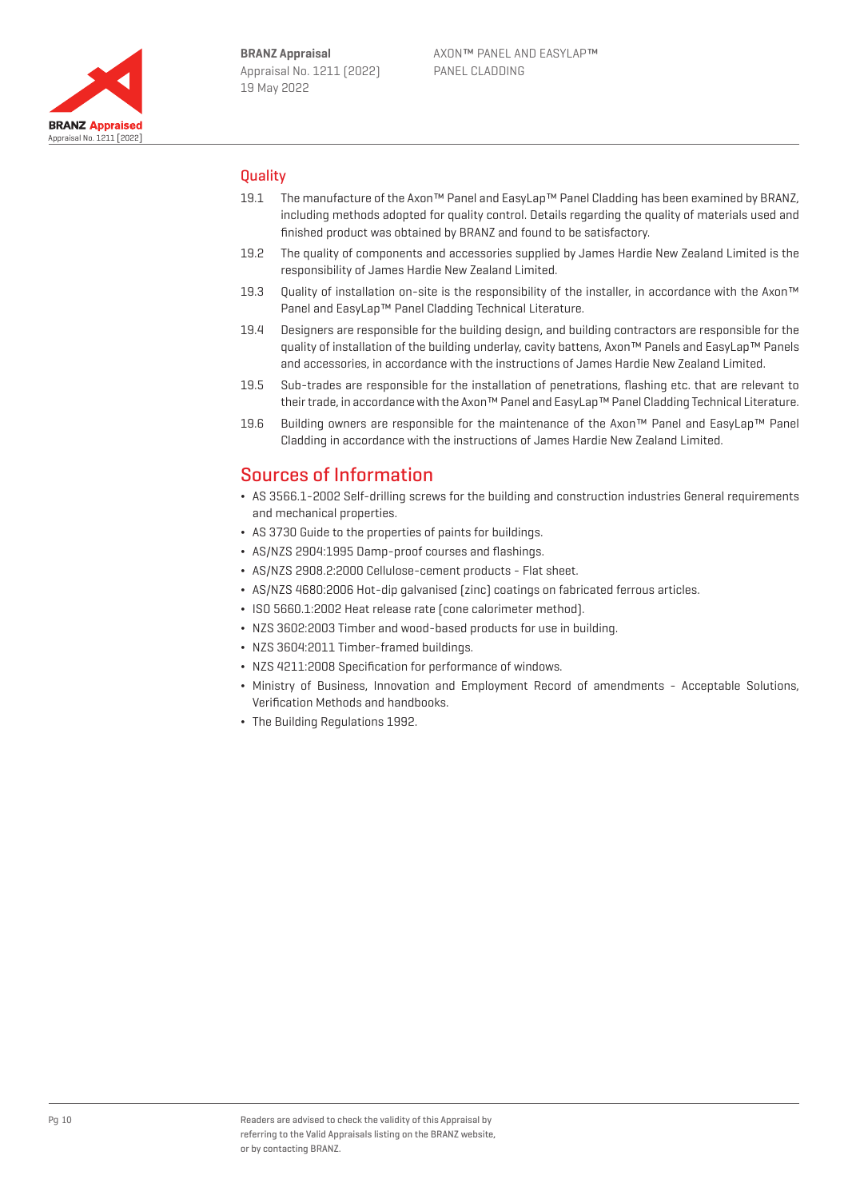## Quality

19.1 The manufacture of the Axon™ Panel and EasyLap™ Panel Cladding has been examined by BRANZ, including methods adopted for quality control. Details regarding the quality of materials used and finished product was obtained by BRANZ and found to be satisfactory.

19.2 The quality of components and accessories supplied by James Hardie New Zealand Limited is the responsibility of James Hardie New Zealand Limited.

19.3 Quality of installation on-site is the responsibility of the installer, in accordance with the Axon™ Panel and EasyLap™ Panel Cladding Technical Literature.

19.4 Designers are responsible for the building design, and building contractors are responsible for the quality of installation of the building underlay, cavity battens, Axon™ Panels and EasyLap™ Panels and accessories, in accordance with the instructions of James Hardie New Zealand Limited.

19.5 Sub-trades are responsible for the installation of penetrations, flashing etc. that are relevant to their trade, in accordance with the Axon™ Panel and EasyLap™ Panel Cladding Technical Literature.

19.6 Building owners are responsible for the maintenance of the Axon™ Panel and EasyLap™ Panel Cladding in accordance with the instructions of James Hardie New Zealand Limited.

# Sources of Information

- AS 3566.1-2002 Self-drilling screws for the building and construction industries General requirements and mechanical properties.
- AS 3730 Guide to the properties of paints for buildings.
- AS/NZS 2904:1995 Damp-proof courses and flashings.
- AS/NZS 2908.2:2000 Cellulose-cement products - Flat sheet.
- AS/NZS 4680:2006 Hot-dip galvanised (zinc) coatings on fabricated ferrous articles.
- ISO 5660.1:2002 Heat release rate (cone calorimeter method).
- NZS 3602:2003 Timber and wood-based products for use in building.
- NZS 3604:2011 Timber-framed buildings.
- NZS 4211:2008 Specification for performance of windows.
- Ministry of Business, Innovation and Employment Record of amendments - Acceptable Solutions, Verification Methods and handbooks.
- The Building Regulations 1992.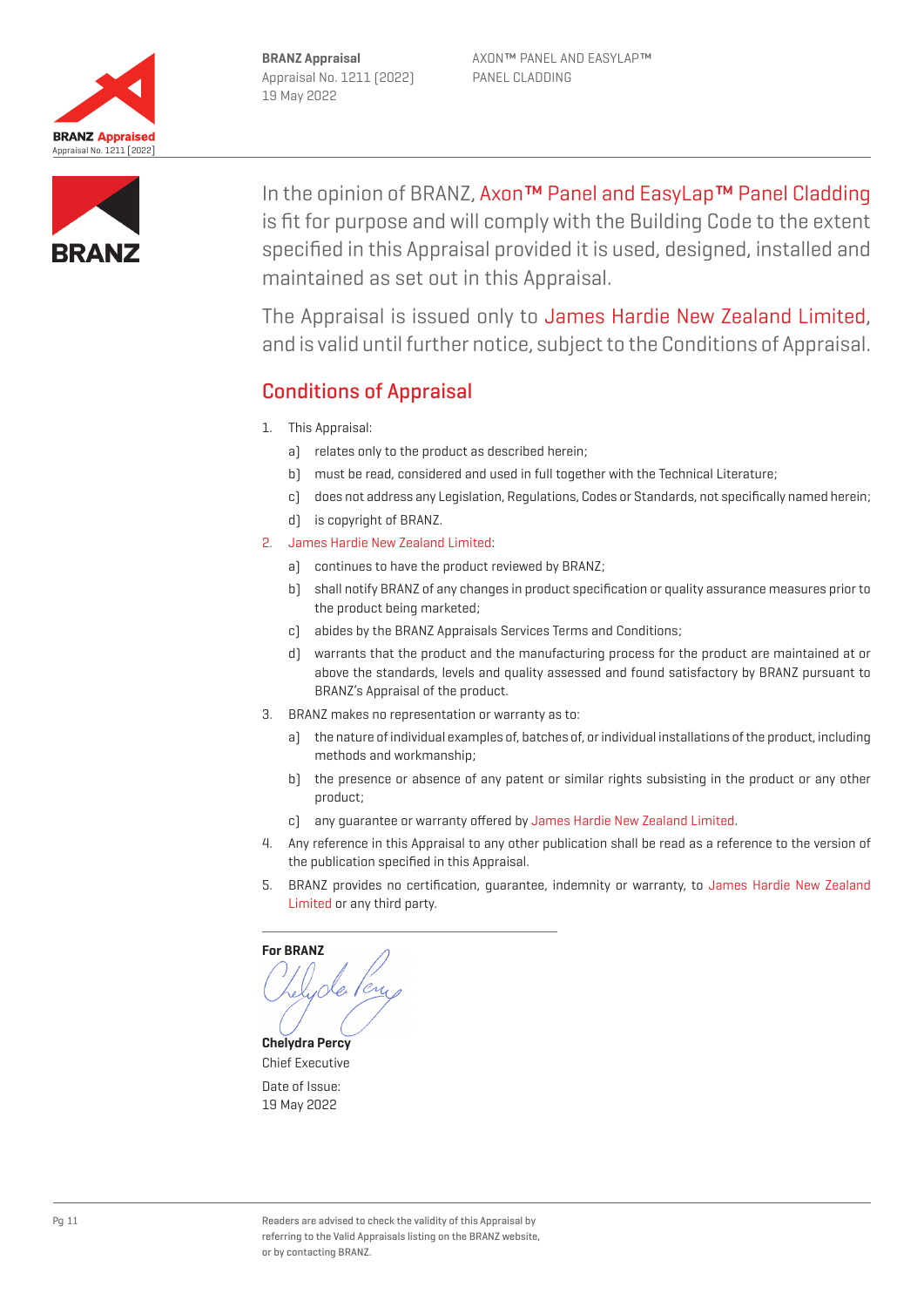In the opinion of BRANZ, Axon™ Panel and EasyLap™ Panel Cladding is fit for purpose and will comply with the Building Code to the extent specified in this Appraisal provided it is used, designed, installed and maintained as set out in this Appraisal.

The Appraisal is issued only to James Hardie New Zealand Limited, and is valid until further notice, subject to the Conditions of Appraisal.

## Conditions of Appraisal

1. This Appraisal:
   a) relates only to the product as described herein;
   b) must be read, considered and used in full together with the Technical Literature;
   c) does not address any Legislation, Regulations, Codes or Standards, not specifically named herein;
   d) is copyright of BRANZ.
2. James Hardie New Zealand Limited:
   a) continues to have the product reviewed by BRANZ;
   b) shall notify BRANZ of any changes in product specification or quality assurance measures prior to the product being marketed;
   c) abides by the BRANZ Appraisals Services Terms and Conditions;
   d) warrants that the product and the manufacturing process for the product are maintained at or above the standards, levels and quality assessed and found satisfactory by BRANZ pursuant to BRANZ's Appraisal of the product.
3. BRANZ makes no representation or warranty as to:
   a) the nature of individual examples of, batches of, or individual installations of the product, including methods and workmanship;
   b) the presence or absence of any patent or similar rights subsisting in the product or any other product;
   c) any guarantee or warranty offered by James Hardie New Zealand Limited.
4. Any reference in this Appraisal to any other publication shall be read as a reference to the version of the publication specified in this Appraisal.
5. BRANZ provides no certification, guarantee, indemnity or warranty, to James Hardie New Zealand Limited or any third party.

**For BRANZ**

**Chelydra Percy**
Chief Executive

Date of Issue:
19 May 2022

Readers are advised to check the validity of this Appraisal by referring to the Valid Appraisals listing on the BRANZ website, or by contacting BRANZ.